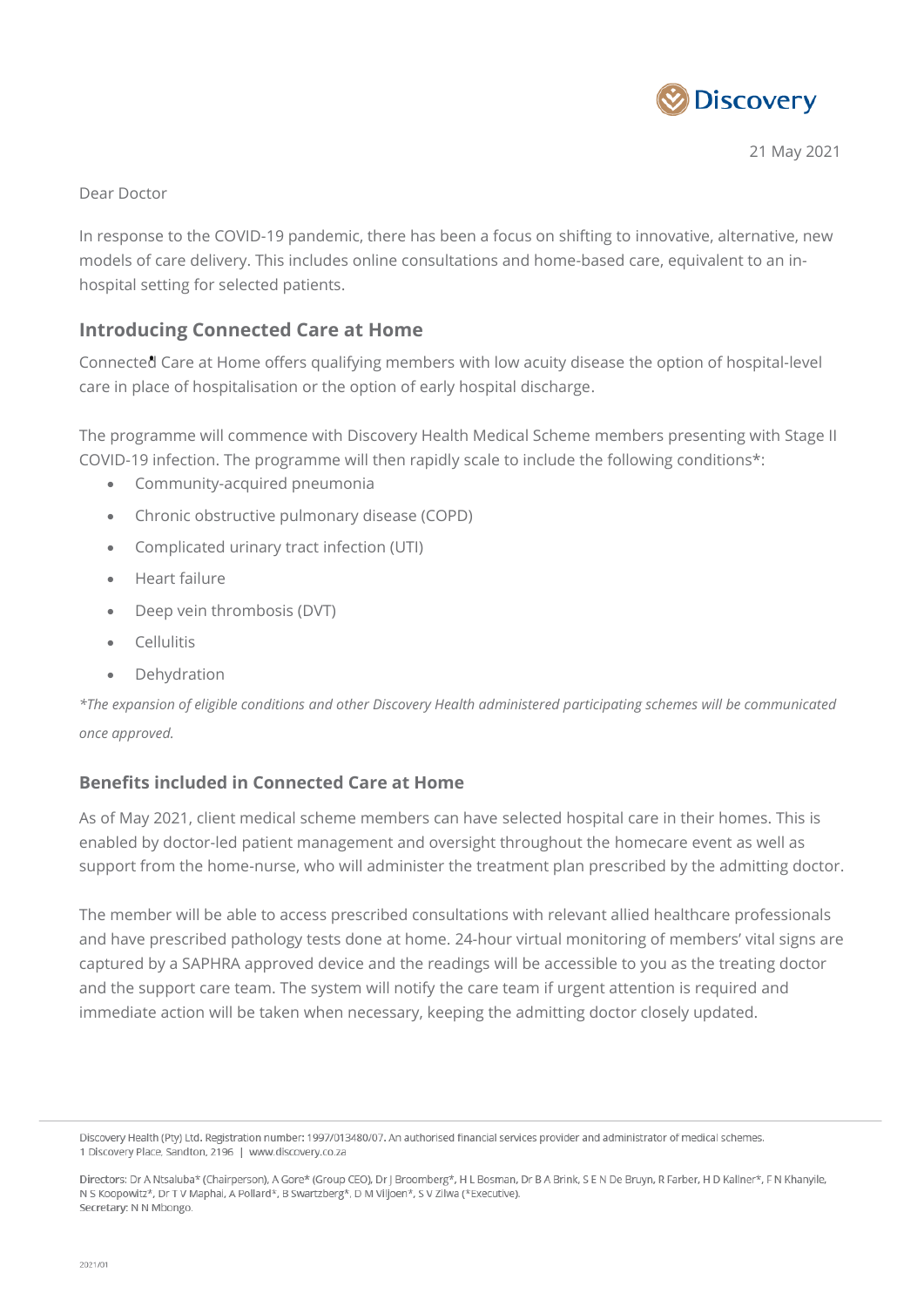21 May 2021

Dear Doctor

In response to the COVID-19 pandemic, there has been a focus on shifting to innovative, alternative, new models of care delivery. This includes online consultations and home-based care, equivalent to an in-hospital setting for selected patients.

## Introducing Connected Care at Home

Connected Care at Home offers qualifying members with low acuity disease the option of hospital-level care in place of hospitalisation or the option of early hospital discharge.

The programme will commence with Discovery Health Medical Scheme members presenting with Stage II COVID-19 infection. The programme will then rapidly scale to include the following conditions*:

- Community-acquired pneumonia
- Chronic obstructive pulmonary disease (COPD)
- Complicated urinary tract infection (UTI)
- Heart failure
- Deep vein thrombosis (DVT)
- Cellulitis
- Dehydration

*\*The expansion of eligible conditions and other Discovery Health administered participating schemes will be communicated once approved.*

### Benefits included in Connected Care at Home

As of May 2021, client medical scheme members can have selected hospital care in their homes. This is enabled by doctor-led patient management and oversight throughout the homecare event as well as support from the home-nurse, who will administer the treatment plan prescribed by the admitting doctor.

The member will be able to access prescribed consultations with relevant allied healthcare professionals and have prescribed pathology tests done at home. 24-hour virtual monitoring of members' vital signs are captured by a SAPHRA approved device and the readings will be accessible to you as the treating doctor and the support care team. The system will notify the care team if urgent attention is required and immediate action will be taken when necessary, keeping the admitting doctor closely updated.

Discovery Health (Pty) Ltd. Registration number: 1997/013480/07. An authorised financial services provider and administrator of medical schemes.
1 Discovery Place, Sandton, 2196 | www.discovery.co.za

Directors: Dr A Ntsaluba* (Chairperson), A Gore* (Group CEO), Dr J Broomberg*, H L Bosman, Dr B A Brink, S E N De Bruyn, R Farber, H D Kallner*, F N Khanyile, N S Koopowitz*, Dr T V Maphai, A Pollard*, B Swartzberg*, D M Viljoen*, S V Zilwa (*Executive).
Secretary: N N Mbongo.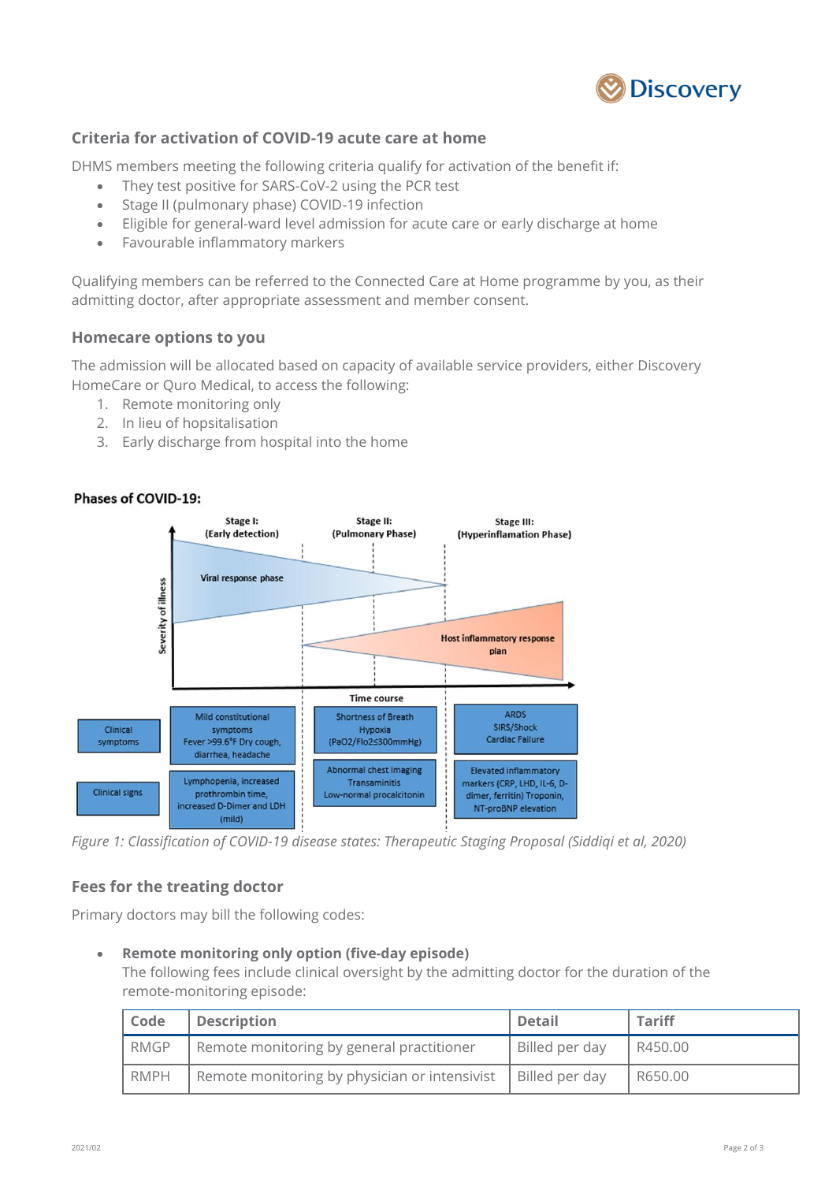## Criteria for activation of COVID-19 acute care at home

DHMS members meeting the following criteria qualify for activation of the benefit if:

- They test positive for SARS-CoV-2 using the PCR test
- Stage II (pulmonary phase) COVID-19 infection
- Eligible for general-ward level admission for acute care or early discharge at home
- Favourable inflammatory markers

Qualifying members can be referred to the Connected Care at Home programme by you, as their admitting doctor, after appropriate assessment and member consent.

## Homecare options to you

The admission will be allocated based on capacity of available service providers, either Discovery HomeCare or Quro Medical, to access the following:

1. Remote monitoring only
2. In lieu of hopsitalisation
3. Early discharge from hospital into the home

**Phases of COVID-19:**

| | Stage I: (Early detection) | Stage II: (Pulmonary Phase) | Stage III: (Hyperinflamation Phase) |
|---|---|---|---|
| Clinical symptoms | Mild constitutional symptoms Fever >99.6°F Dry cough, diarrhea, headache | Shortness of Breath Hypoxia ($PaO2/FIO2 \leq 300mmHg$) | ARDS SIRS/Shock Cardiac Failure |
| Clinical signs | Lymphopenia, increased prothrombin time, increased D-Dimer and LDH (mild) | Abnormal chest imaging Transaminitis Low-normal procalcitonin | Elevated inflammatory markers (CRP, LHD, IL-6, D-dimer, ferritin) Troponin, NT-proBNP elevation |

*Figure 1: Classification of COVID-19 disease states: Therapeutic Staging Proposal (Siddiqi et al, 2020)*

## Fees for the treating doctor

Primary doctors may bill the following codes:

- **Remote monitoring only option (five-day episode)**
  The following fees include clinical oversight by the admitting doctor for the duration of the remote-monitoring episode:

| Code | Description | Detail | Tariff |
|---|---|---|---|
| RMGP | Remote monitoring by general practitioner | Billed per day | R450.00 |
| RMPH | Remote monitoring by physician or intensivist | Billed per day | R650.00 |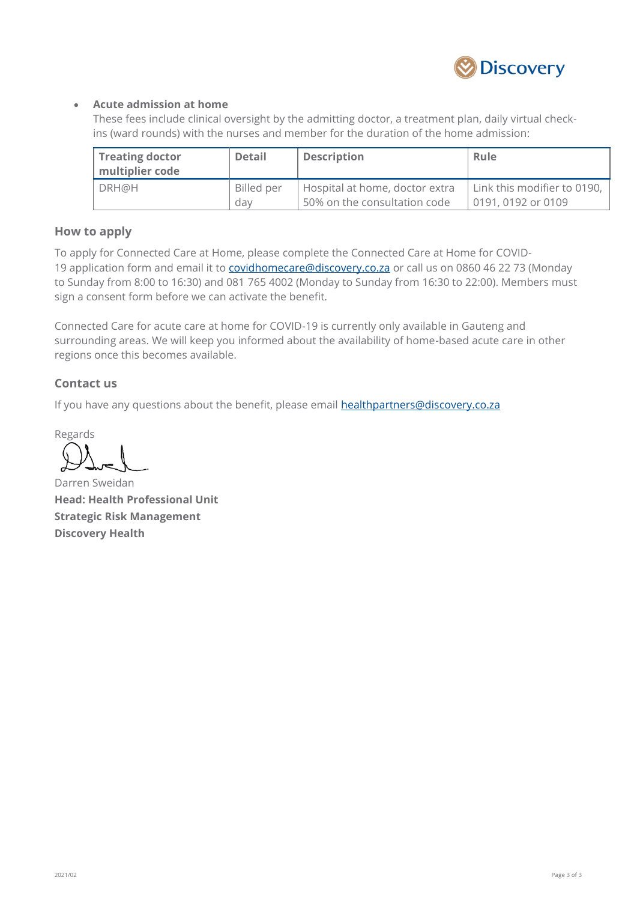- **Acute admission at home**
  These fees include clinical oversight by the admitting doctor, a treatment plan, daily virtual check-ins (ward rounds) with the nurses and member for the duration of the home admission:

| Treating doctor multiplier code | Detail | Description | Rule |
|---|---|---|---|
| DRH@H | Billed per day | Hospital at home, doctor extra 50% on the consultation code | Link this modifier to 0190, 0191, 0192 or 0109 |

## How to apply

To apply for Connected Care at Home, please complete the Connected Care at Home for COVID-19 application form and email it to covidhomecare@discovery.co.za or call us on 0860 46 22 73 (Monday to Sunday from 8:00 to 16:30) and 081 765 4002 (Monday to Sunday from 16:30 to 22:00). Members must sign a consent form before we can activate the benefit.

Connected Care for acute care at home for COVID-19 is currently only available in Gauteng and surrounding areas. We will keep you informed about the availability of home-based acute care in other regions once this becomes available.

## Contact us

If you have any questions about the benefit, please email healthpartners@discovery.co.za

Regards

Darren Sweidan
**Head: Health Professional Unit**
**Strategic Risk Management**
**Discovery Health**

2021/02